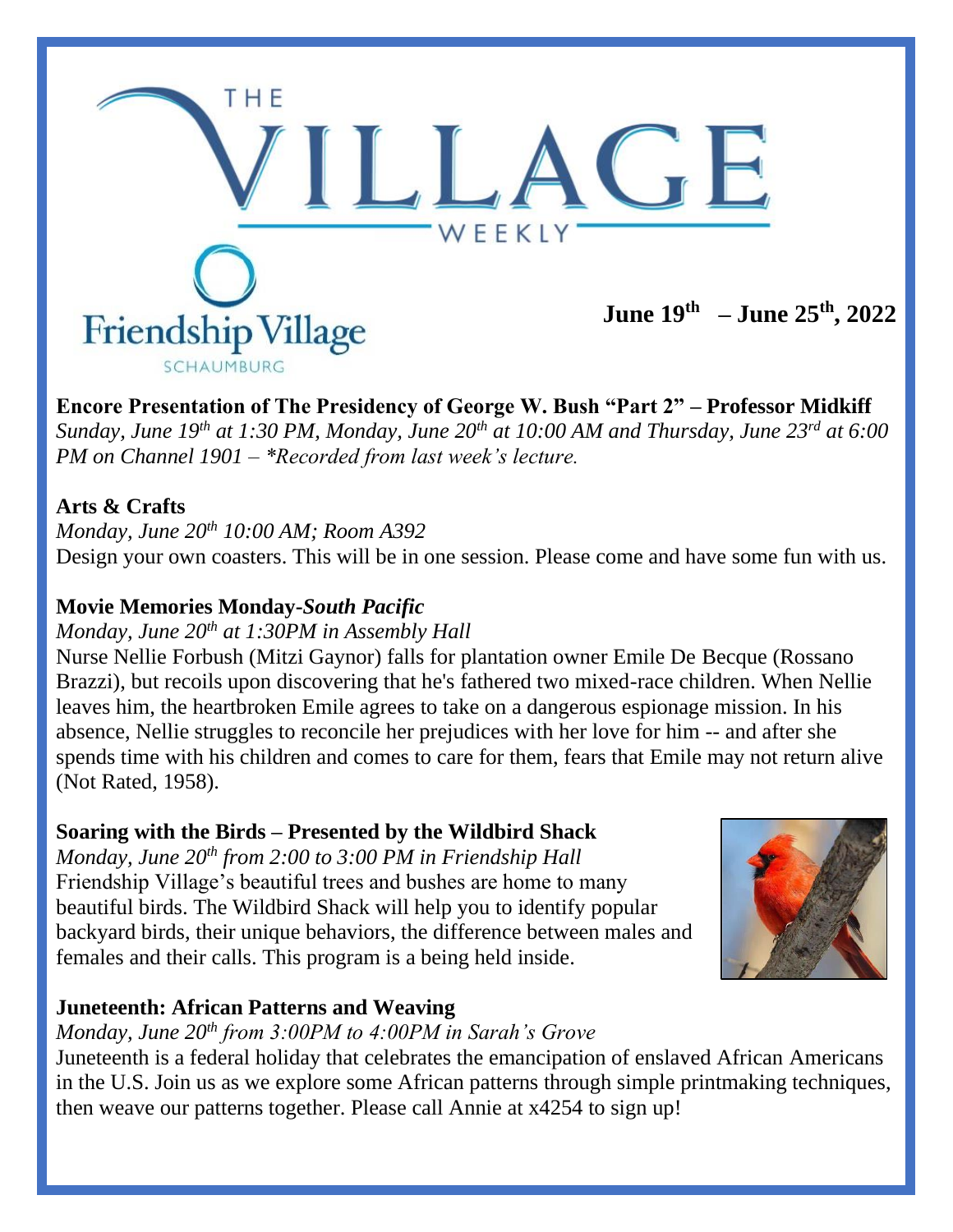# THE VILLAGE WEEKLY

Friendship Village

SCHAUMBURG

**June 19th – June 25th, 2022**

**Encore Presentation of The Presidency of George W. Bush "Part 2" – Professor Midkiff**
*Sunday, June 19th at 1:30 PM, Monday, June 20th at 10:00 AM and Thursday, June 23rd at 6:00 PM on Channel 1901 – *Recorded from last week's lecture.*

**Arts & Crafts**
*Monday, June 20th 10:00 AM; Room A392*
Design your own coasters. This will be in one session. Please come and have some fun with us.

**Movie Memories Monday-*South Pacific***
*Monday, June 20th at 1:30PM in Assembly Hall*
Nurse Nellie Forbush (Mitzi Gaynor) falls for plantation owner Emile De Becque (Rossano Brazzi), but recoils upon discovering that he's fathered two mixed-race children. When Nellie leaves him, the heartbroken Emile agrees to take on a dangerous espionage mission. In his absence, Nellie struggles to reconcile her prejudices with her love for him -- and after she spends time with his children and comes to care for them, fears that Emile may not return alive (Not Rated, 1958).

**Soaring with the Birds – Presented by the Wildbird Shack**
*Monday, June 20th from 2:00 to 3:00 PM in Friendship Hall*
Friendship Village's beautiful trees and bushes are home to many beautiful birds. The Wildbird Shack will help you to identify popular backyard birds, their unique behaviors, the difference between males and females and their calls. This program is a being held inside.

**Juneteenth: African Patterns and Weaving**
*Monday, June 20th from 3:00PM to 4:00PM in Sarah's Grove*
Juneteenth is a federal holiday that celebrates the emancipation of enslaved African Americans in the U.S. Join us as we explore some African patterns through simple printmaking techniques, then weave our patterns together. Please call Annie at x4254 to sign up!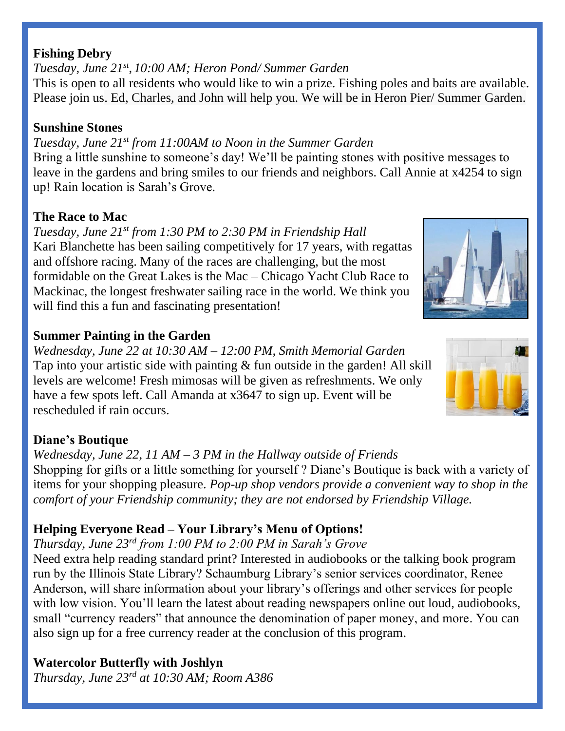**Fishing Debry**

*Tuesday, June 21st, 10:00 AM; Heron Pond/ Summer Garden*

This is open to all residents who would like to win a prize. Fishing poles and baits are available. Please join us. Ed, Charles, and John will help you. We will be in Heron Pier/ Summer Garden.

**Sunshine Stones**

*Tuesday, June 21st from 11:00AM to Noon in the Summer Garden*

Bring a little sunshine to someone's day! We'll be painting stones with positive messages to leave in the gardens and bring smiles to our friends and neighbors. Call Annie at x4254 to sign up! Rain location is Sarah's Grove.

**The Race to Mac**

*Tuesday, June 21st from 1:30 PM to 2:30 PM in Friendship Hall*

Kari Blanchette has been sailing competitively for 17 years, with regattas and offshore racing. Many of the races are challenging, but the most formidable on the Great Lakes is the Mac – Chicago Yacht Club Race to Mackinac, the longest freshwater sailing race in the world. We think you will find this a fun and fascinating presentation!

**Summer Painting in the Garden**

*Wednesday, June 22 at 10:30 AM – 12:00 PM, Smith Memorial Garden*

Tap into your artistic side with painting & fun outside in the garden! All skill levels are welcome! Fresh mimosas will be given as refreshments. We only have a few spots left. Call Amanda at x3647 to sign up. Event will be rescheduled if rain occurs.

**Diane's Boutique**

*Wednesday, June 22, 11 AM – 3 PM in the Hallway outside of Friends*

Shopping for gifts or a little something for yourself ? Diane's Boutique is back with a variety of items for your shopping pleasure. *Pop-up shop vendors provide a convenient way to shop in the comfort of your Friendship community; they are not endorsed by Friendship Village.*

**Helping Everyone Read – Your Library's Menu of Options!**

*Thursday, June 23rd from 1:00 PM to 2:00 PM in Sarah's Grove*

Need extra help reading standard print? Interested in audiobooks or the talking book program run by the Illinois State Library? Schaumburg Library's senior services coordinator, Renee Anderson, will share information about your library's offerings and other services for people with low vision. You'll learn the latest about reading newspapers online out loud, audiobooks, small "currency readers" that announce the denomination of paper money, and more. You can also sign up for a free currency reader at the conclusion of this program.

**Watercolor Butterfly with Joshlyn**

*Thursday, June 23rd at 10:30 AM; Room A386*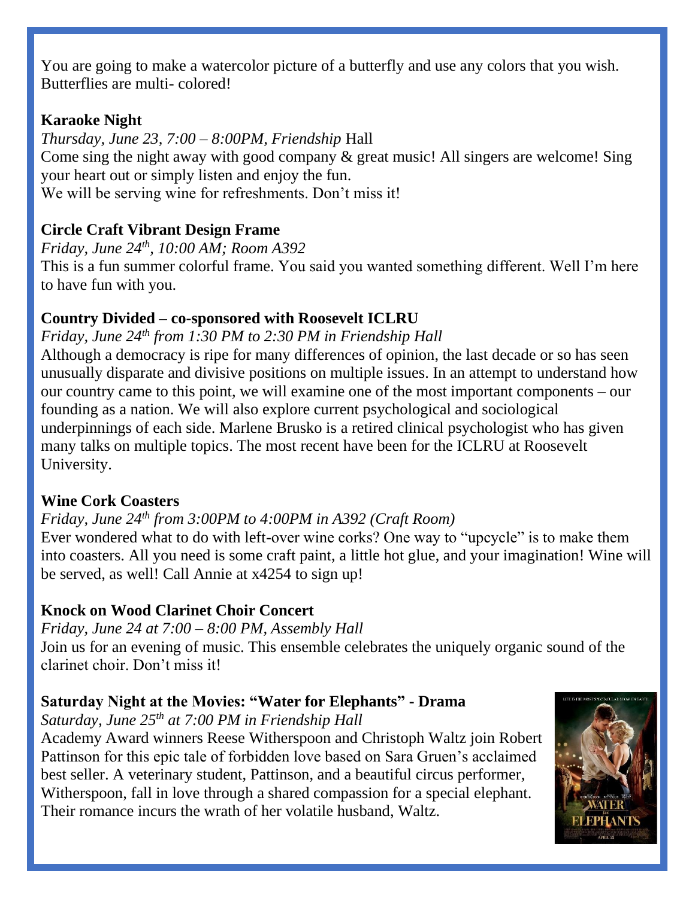You are going to make a watercolor picture of a butterfly and use any colors that you wish. Butterflies are multi- colored!

**Karaoke Night**

*Thursday, June 23, 7:00 – 8:00PM, Friendship* Hall

Come sing the night away with good company & great music! All singers are welcome! Sing your heart out or simply listen and enjoy the fun.
We will be serving wine for refreshments. Don't miss it!

**Circle Craft Vibrant Design Frame**

*Friday, June 24th, 10:00 AM; Room A392*

This is a fun summer colorful frame. You said you wanted something different. Well I'm here to have fun with you.

**Country Divided – co-sponsored with Roosevelt ICLRU**

*Friday, June 24th from 1:30 PM to 2:30 PM in Friendship Hall*

Although a democracy is ripe for many differences of opinion, the last decade or so has seen unusually disparate and divisive positions on multiple issues. In an attempt to understand how our country came to this point, we will examine one of the most important components – our founding as a nation. We will also explore current psychological and sociological underpinnings of each side. Marlene Brusko is a retired clinical psychologist who has given many talks on multiple topics. The most recent have been for the ICLRU at Roosevelt University.

**Wine Cork Coasters**

*Friday, June 24th from 3:00PM to 4:00PM in A392 (Craft Room)*

Ever wondered what to do with left-over wine corks? One way to "upcycle" is to make them into coasters. All you need is some craft paint, a little hot glue, and your imagination! Wine will be served, as well! Call Annie at x4254 to sign up!

**Knock on Wood Clarinet Choir Concert**

*Friday, June 24 at 7:00 – 8:00 PM, Assembly Hall*

Join us for an evening of music. This ensemble celebrates the uniquely organic sound of the clarinet choir. Don't miss it!

**Saturday Night at the Movies: "Water for Elephants" - Drama**

*Saturday, June 25th at 7:00 PM in Friendship Hall*

Academy Award winners Reese Witherspoon and Christoph Waltz join Robert Pattinson for this epic tale of forbidden love based on Sara Gruen's acclaimed best seller. A veterinary student, Pattinson, and a beautiful circus performer, Witherspoon, fall in love through a shared compassion for a special elephant. Their romance incurs the wrath of her volatile husband, Waltz.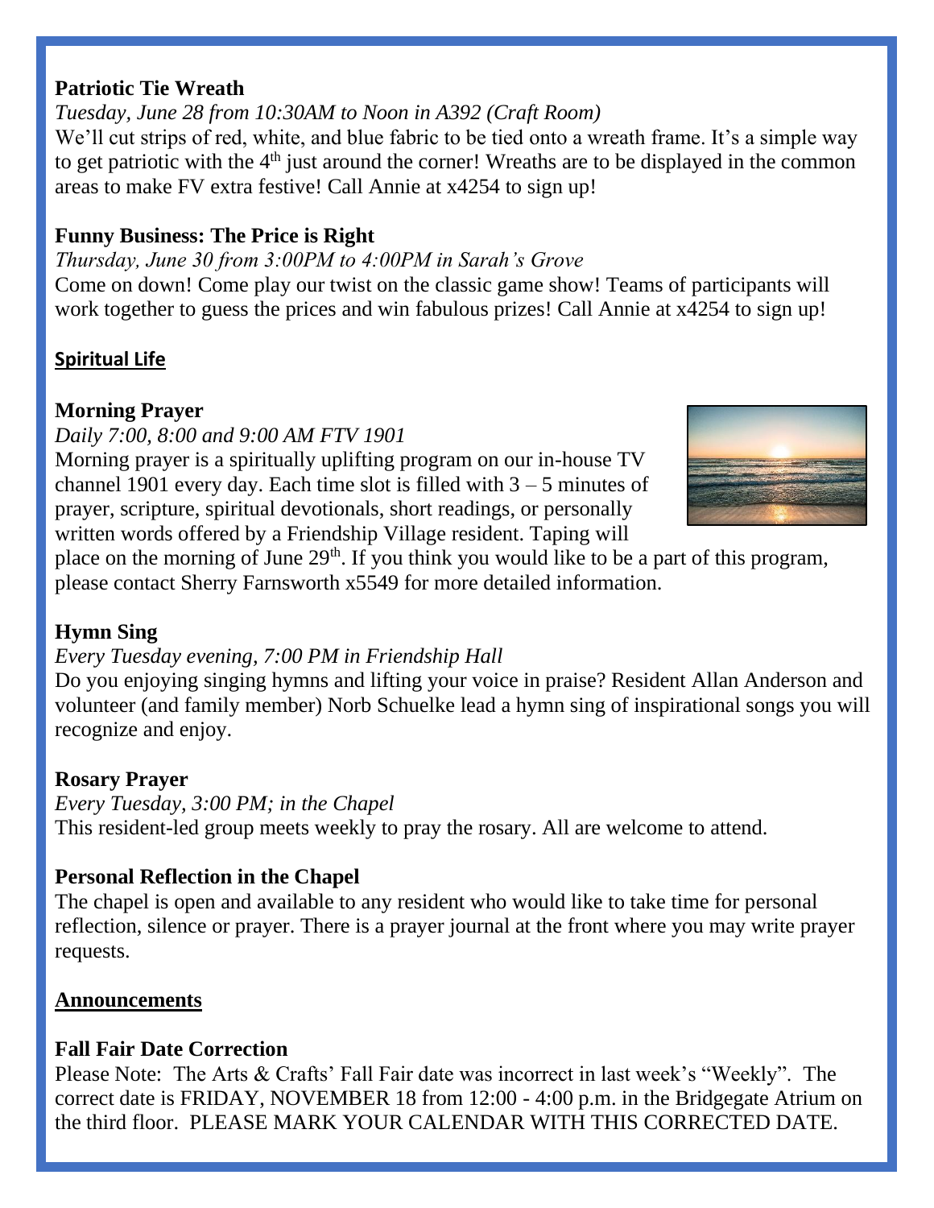**Patriotic Tie Wreath**

*Tuesday, June 28 from 10:30AM to Noon in A392 (Craft Room)*

We'll cut strips of red, white, and blue fabric to be tied onto a wreath frame. It's a simple way to get patriotic with the 4th just around the corner! Wreaths are to be displayed in the common areas to make FV extra festive! Call Annie at x4254 to sign up!

**Funny Business: The Price is Right**

*Thursday, June 30 from 3:00PM to 4:00PM in Sarah's Grove*

Come on down! Come play our twist on the classic game show! Teams of participants will work together to guess the prices and win fabulous prizes! Call Annie at x4254 to sign up!

## Spiritual Life

**Morning Prayer**

*Daily 7:00, 8:00 and 9:00 AM FTV 1901*

Morning prayer is a spiritually uplifting program on our in-house TV channel 1901 every day. Each time slot is filled with 3 – 5 minutes of prayer, scripture, spiritual devotionals, short readings, or personally written words offered by a Friendship Village resident. Taping will place on the morning of June 29th. If you think you would like to be a part of this program, please contact Sherry Farnsworth x5549 for more detailed information.

**Hymn Sing**

*Every Tuesday evening, 7:00 PM in Friendship Hall*

Do you enjoying singing hymns and lifting your voice in praise? Resident Allan Anderson and volunteer (and family member) Norb Schuelke lead a hymn sing of inspirational songs you will recognize and enjoy.

**Rosary Prayer**

*Every Tuesday, 3:00 PM; in the Chapel*

This resident-led group meets weekly to pray the rosary. All are welcome to attend.

**Personal Reflection in the Chapel**

The chapel is open and available to any resident who would like to take time for personal reflection, silence or prayer. There is a prayer journal at the front where you may write prayer requests.

## Announcements

**Fall Fair Date Correction**

Please Note: The Arts & Crafts' Fall Fair date was incorrect in last week's "Weekly". The correct date is FRIDAY, NOVEMBER 18 from 12:00 - 4:00 p.m. in the Bridgegate Atrium on the third floor. PLEASE MARK YOUR CALENDAR WITH THIS CORRECTED DATE.